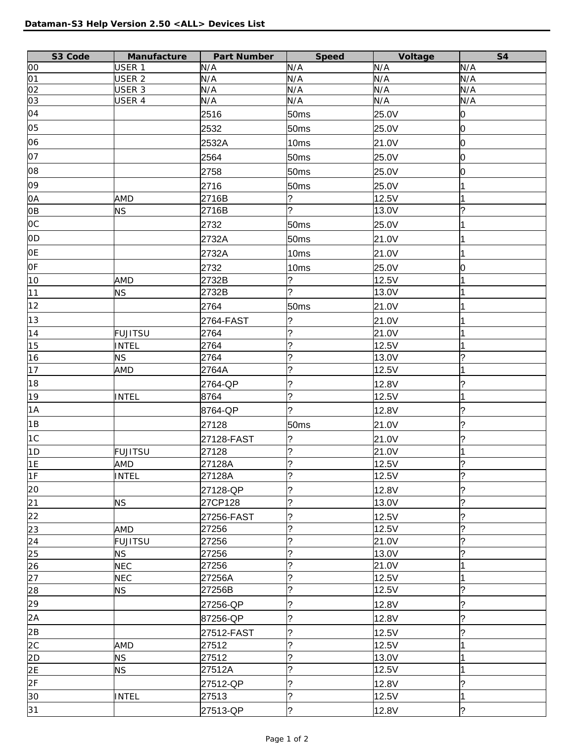# Dataman-S3 Help Version 2.50 <ALL> Devices List

| S3 Code | Manufacture | Part Number | Speed | Voltage | S4 |
| --- | --- | --- | --- | --- | --- |
| 00 | USER 1 | N/A | N/A | N/A | N/A |
| 01 | USER 2 | N/A | N/A | N/A | N/A |
| 02 | USER 3 | N/A | N/A | N/A | N/A |
| 03 | USER 4 | N/A | N/A | N/A | N/A |
| 04 | | 2516 | 50ms | 25.0V | 0 |
| 05 | | 2532 | 50ms | 25.0V | 0 |
| 06 | | 2532A | 10ms | 21.0V | 0 |
| 07 | | 2564 | 50ms | 25.0V | 0 |
| 08 | | 2758 | 50ms | 25.0V | 0 |
| 09 | | 2716 | 50ms | 25.0V | 1 |
| 0A | AMD | 2716B | ? | 12.5V | 1 |
| 0B | NS | 2716B | ? | 13.0V | ? |
| 0C | | 2732 | 50ms | 25.0V | 1 |
| 0D | | 2732A | 50ms | 21.0V | 1 |
| 0E | | 2732A | 10ms | 21.0V | 1 |
| 0F | | 2732 | 10ms | 25.0V | 0 |
| 10 | AMD | 2732B | ? | 12.5V | 1 |
| 11 | NS | 2732B | ? | 13.0V | 1 |
| 12 | | 2764 | 50ms | 21.0V | 1 |
| 13 | | 2764-FAST | ? | 21.0V | 1 |
| 14 | FUJITSU | 2764 | ? | 21.0V | 1 |
| 15 | INTEL | 2764 | ? | 12.5V | 1 |
| 16 | NS | 2764 | ? | 13.0V | ? |
| 17 | AMD | 2764A | ? | 12.5V | 1 |
| 18 | | 2764-QP | ? | 12.8V | ? |
| 19 | INTEL | 8764 | ? | 12.5V | 1 |
| 1A | | 8764-QP | ? | 12.8V | ? |
| 1B | | 27128 | 50ms | 21.0V | ? |
| 1C | | 27128-FAST | ? | 21.0V | ? |
| 1D | FUJITSU | 27128 | ? | 21.0V | 1 |
| 1E | AMD | 27128A | ? | 12.5V | ? |
| 1F | INTEL | 27128A | ? | 12.5V | ? |
| 20 | | 27128-QP | ? | 12.8V | ? |
| 21 | NS | 27CP128 | ? | 13.0V | ? |
| 22 | | 27256-FAST | ? | 12.5V | ? |
| 23 | AMD | 27256 | ? | 12.5V | ? |
| 24 | FUJITSU | 27256 | ? | 21.0V | ? |
| 25 | NS | 27256 | ? | 13.0V | ? |
| 26 | NEC | 27256 | ? | 21.0V | 1 |
| 27 | NEC | 27256A | ? | 12.5V | 1 |
| 28 | NS | 27256B | ? | 12.5V | ? |
| 29 | | 27256-QP | ? | 12.8V | ? |
| 2A | | 87256-QP | ? | 12.8V | ? |
| 2B | | 27512-FAST | ? | 12.5V | ? |
| 2C | AMD | 27512 | ? | 12.5V | 1 |
| 2D | NS | 27512 | ? | 13.0V | 1 |
| 2E | NS | 27512A | ? | 12.5V | 1 |
| 2F | | 27512-QP | ? | 12.8V | ? |
| 30 | INTEL | 27513 | ? | 12.5V | 1 |
| 31 | | 27513-QP | ? | 12.8V | ? |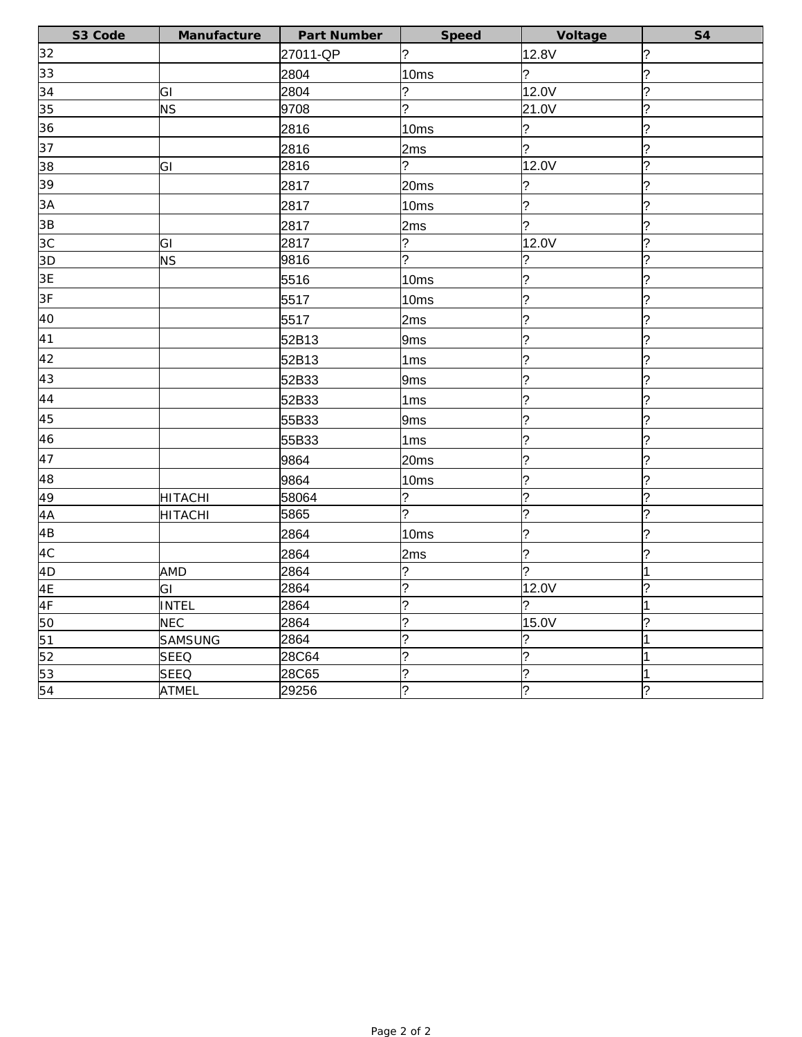| S3 Code | Manufacture | Part Number | Speed | Voltage | S4 |
|---|---|---|---|---|---|
| 32 | | 27011-QP | ? | 12.8V | ? |
| 33 | | 2804 | 10ms | ? | ? |
| 34 | GI | 2804 | ? | 12.0V | ? |
| 35 | NS | 9708 | ? | 21.0V | ? |
| 36 | | 2816 | 10ms | ? | ? |
| 37 | | 2816 | 2ms | ? | ? |
| 38 | GI | 2816 | ? | 12.0V | ? |
| 39 | | 2817 | 20ms | ? | ? |
| 3A | | 2817 | 10ms | ? | ? |
| 3B | | 2817 | 2ms | ? | ? |
| 3C | GI | 2817 | ? | 12.0V | ? |
| 3D | NS | 9816 | ? | ? | ? |
| 3E | | 5516 | 10ms | ? | ? |
| 3F | | 5517 | 10ms | ? | ? |
| 40 | | 5517 | 2ms | ? | ? |
| 41 | | 52B13 | 9ms | ? | ? |
| 42 | | 52B13 | 1ms | ? | ? |
| 43 | | 52B33 | 9ms | ? | ? |
| 44 | | 52B33 | 1ms | ? | ? |
| 45 | | 55B33 | 9ms | ? | ? |
| 46 | | 55B33 | 1ms | ? | ? |
| 47 | | 9864 | 20ms | ? | ? |
| 48 | | 9864 | 10ms | ? | ? |
| 49 | HITACHI | 58064 | ? | ? | ? |
| 4A | HITACHI | 5865 | ? | ? | ? |
| 4B | | 2864 | 10ms | ? | ? |
| 4C | | 2864 | 2ms | ? | ? |
| 4D | AMD | 2864 | ? | ? | 1 |
| 4E | GI | 2864 | ? | 12.0V | ? |
| 4F | INTEL | 2864 | ? | ? | 1 |
| 50 | NEC | 2864 | ? | 15.0V | ? |
| 51 | SAMSUNG | 2864 | ? | ? | 1 |
| 52 | SEEQ | 28C64 | ? | ? | 1 |
| 53 | SEEQ | 28C65 | ? | ? | 1 |
| 54 | ATMEL | 29256 | ? | ? | ? |